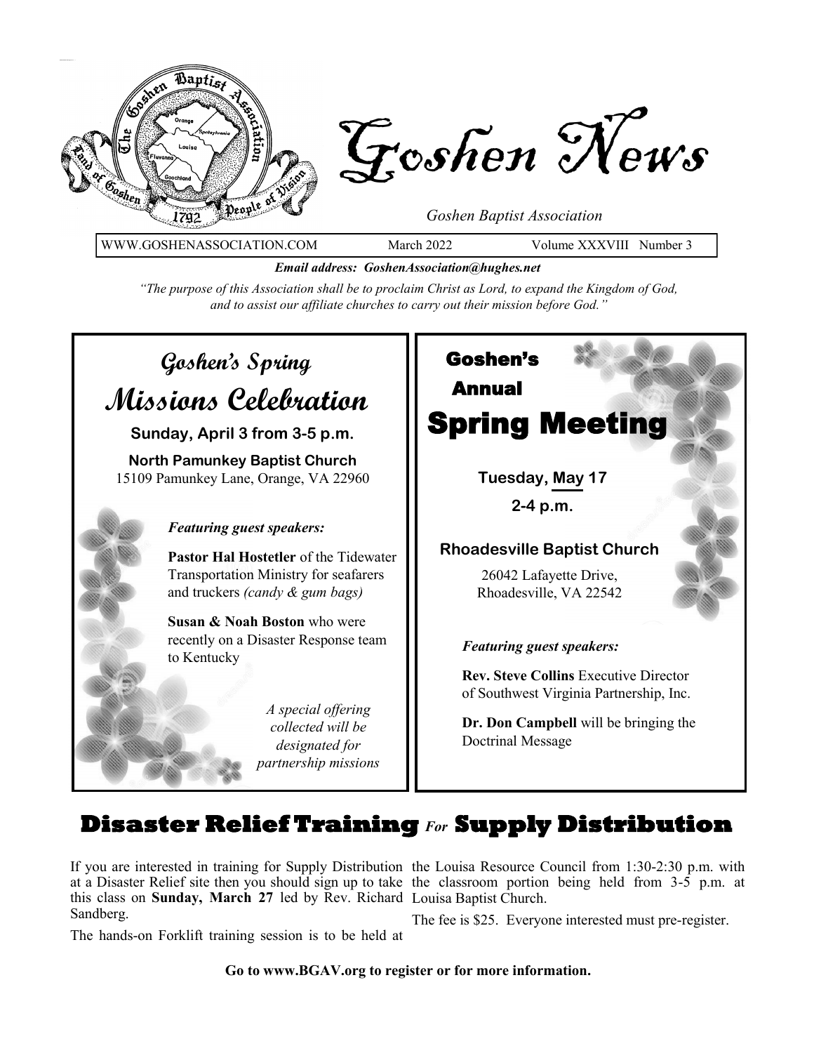# Goshen News

*Goshen Baptist Association*

WWW.GOSHENASSOCIATION.COM    March 2022    Volume XXXVIII Number 3

***Email address: GoshenAssociation@hughes.net***

*"The purpose of this Association shall be to proclaim Christ as Lord, to expand the Kingdom of God, and to assist our affiliate churches to carry out their mission before God."*

## Goshen's Spring Missions Celebration

**Sunday, April 3 from 3-5 p.m.**

**North Pamunkey Baptist Church**
15109 Pamunkey Lane, Orange, VA 22960

***Featuring guest speakers:***

**Pastor Hal Hostetler** of the Tidewater Transportation Ministry for seafarers and truckers *(candy & gum bags)*

**Susan & Noah Boston** who were recently on a Disaster Response team to Kentucky

*A special offering collected will be designated for partnership missions*

## Goshen's Annual Spring Meeting

**Tuesday, May 17**

**2-4 p.m.**

**Rhoadesville Baptist Church**

26042 Lafayette Drive,
Rhoadesville, VA 22542

***Featuring guest speakers:***

**Rev. Steve Collins** Executive Director of Southwest Virginia Partnership, Inc.

**Dr. Don Campbell** will be bringing the Doctrinal Message

## Disaster Relief Training *For* Supply Distribution

If you are interested in training for Supply Distribution at a Disaster Relief site then you should sign up to take this class on **Sunday, March 27** led by Rev. Richard Sandberg.

The hands-on Forklift training session is to be held at the Louisa Resource Council from 1:30-2:30 p.m. with the classroom portion being held from 3-5 p.m. at Louisa Baptist Church.

The fee is $25. Everyone interested must pre-register.

**Go to www.BGAV.org to register or for more information.**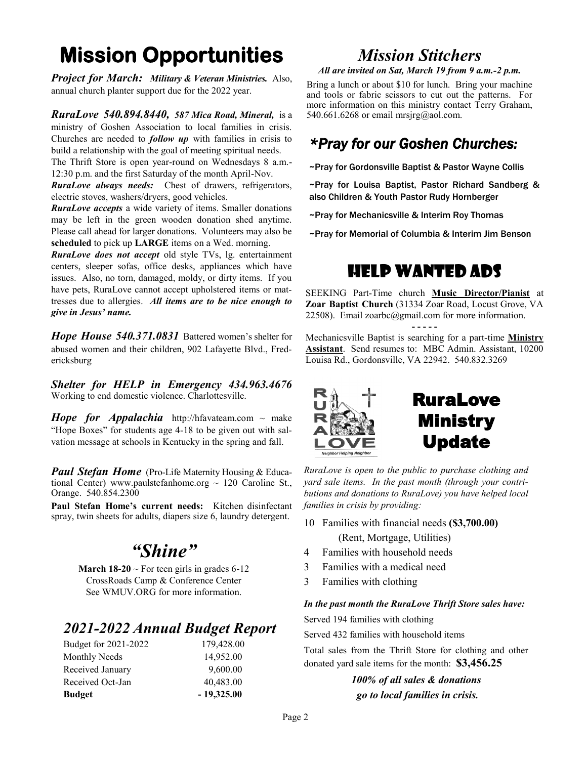# Mission Opportunities

***Project for March:*** ***Military & Veteran Ministries.*** Also, annual church planter support due for the 2022 year.

***RuraLove 540.894.8440,*** ***587 Mica Road, Mineral,*** is a ministry of Goshen Association to local families in crisis. Churches are needed to ***follow up*** with families in crisis to build a relationship with the goal of meeting spiritual needs. The Thrift Store is open year-round on Wednesdays 8 a.m.-12:30 p.m. and the first Saturday of the month April-Nov.

***RuraLove always needs:*** Chest of drawers, refrigerators, electric stoves, washers/dryers, good vehicles.

***RuraLove accepts*** a wide variety of items. Smaller donations may be left in the green wooden donation shed anytime. Please call ahead for larger donations. Volunteers may also be **scheduled** to pick up **LARGE** items on a Wed. morning.

***RuraLove does not accept*** old style TVs, lg. entertainment centers, sleeper sofas, office desks, appliances which have issues. Also, no torn, damaged, moldy, or dirty items. If you have pets, RuraLove cannot accept upholstered items or mattresses due to allergies. ***All items are to be nice enough to give in Jesus' name.***

***Hope House 540.371.0831*** Battered women's shelter for abused women and their children, 902 Lafayette Blvd., Fredericksburg

***Shelter for HELP in Emergency 434.963.4676*** Working to end domestic violence. Charlottesville.

***Hope for Appalachia*** http://hfavateam.com ~ make "Hope Boxes" for students age 4-18 to be given out with salvation message at schools in Kentucky in the spring and fall.

***Paul Stefan Home*** (Pro-Life Maternity Housing & Educational Center) www.paulstefanhome.org ~ 120 Caroline St., Orange. 540.854.2300

**Paul Stefan Home's current needs:** Kitchen disinfectant spray, twin sheets for adults, diapers size 6, laundry detergent.

## *"Shine"*

**March 18-20** ~ For teen girls in grades 6-12
CrossRoads Camp & Conference Center
See WMUV.ORG for more information.

## *2021-2022 Annual Budget Report*

| | |
|---|---|
| Budget for 2021-2022 | 179,428.00 |
| Monthly Needs | 14,952.00 |
| Received January | 9,600.00 |
| Received Oct-Jan | 40,483.00 |
| **Budget** | **- 19,325.00** |

## *Mission Stitchers*

***All are invited on Sat, March 19 from 9 a.m.-2 p.m.***

Bring a lunch or about $10 for lunch. Bring your machine and tools or fabric scissors to cut out the patterns. For more information on this ministry contact Terry Graham, 540.661.6268 or email mrsjrg@aol.com.

## *\*Pray for our Goshen Churches:*

~Pray for Gordonsville Baptist & Pastor Wayne Collis

~Pray for Louisa Baptist, Pastor Richard Sandberg & also Children & Youth Pastor Rudy Hornberger

~Pray for Mechanicsville & Interim Roy Thomas

~Pray for Memorial of Columbia & Interim Jim Benson

## HELP WANTED ADS

SEEKING Part-Time church **Music Director/Pianist** at **Zoar Baptist Church** (31334 Zoar Road, Locust Grove, VA 22508). Email zoarbc@gmail.com for more information.

- - - - -

Mechanicsville Baptist is searching for a part-time **Ministry Assistant**. Send resumes to: MBC Admin. Assistant, 10200 Louisa Rd., Gordonsville, VA 22942. 540.832.3269

## RuraLove Ministry Update

*RuraLove is open to the public to purchase clothing and yard sale items. In the past month (through your contributions and donations to RuraLove) you have helped local families in crisis by providing:*

- 10 Families with financial needs **($3,700.00)** (Rent, Mortgage, Utilities)
- 4 Families with household needs
- 3 Families with a medical need
- 3 Families with clothing

***In the past month the RuraLove Thrift Store sales have:***

Served 194 families with clothing

Served 432 families with household items

Total sales from the Thrift Store for clothing and other donated yard sale items for the month: **$3,456.25**

***100% of all sales & donations go to local families in crisis.***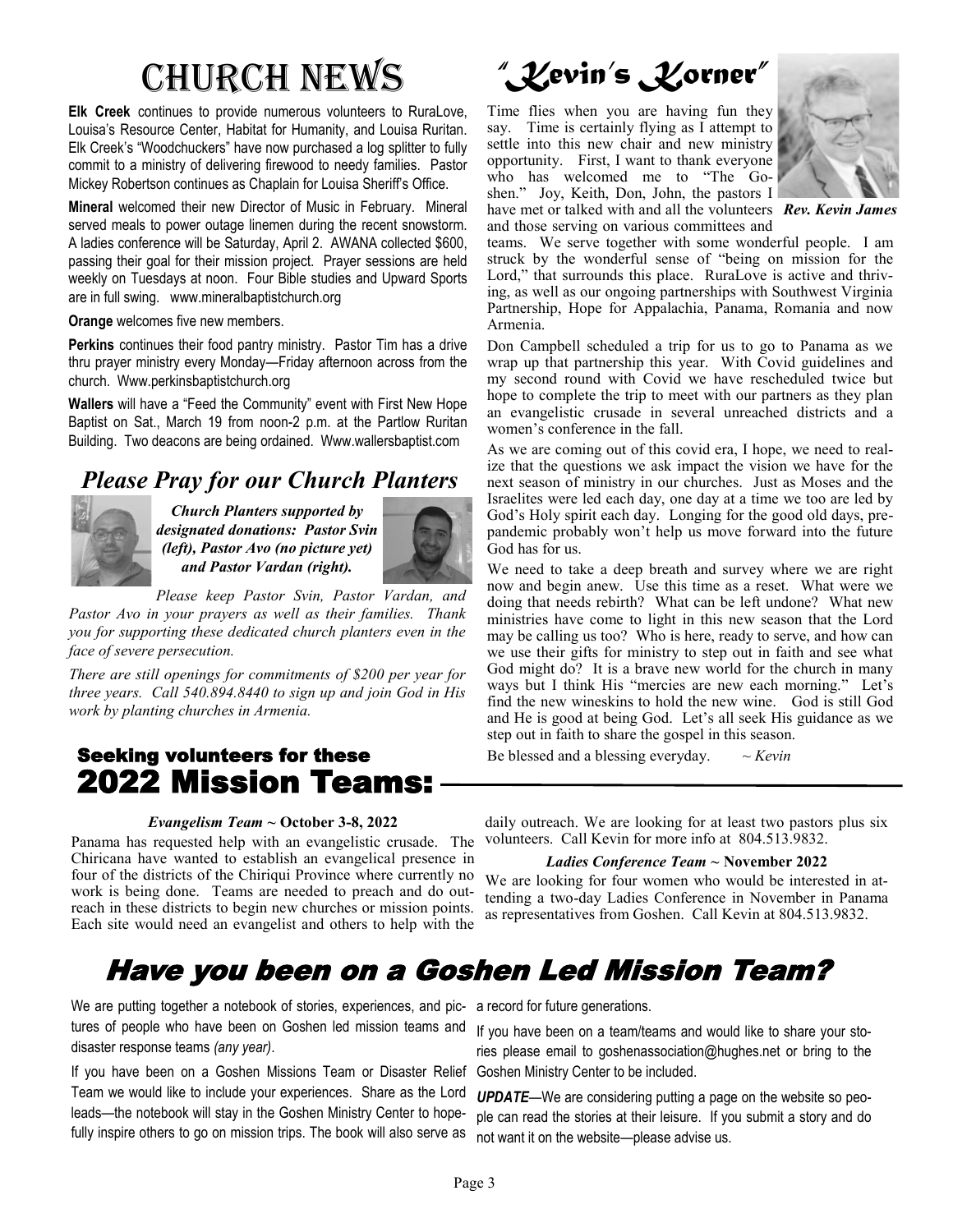# Church News

**Elk Creek** continues to provide numerous volunteers to RuraLove, Louisa's Resource Center, Habitat for Humanity, and Louisa Ruritan. Elk Creek's "Woodchuckers" have now purchased a log splitter to fully commit to a ministry of delivering firewood to needy families. Pastor Mickey Robertson continues as Chaplain for Louisa Sheriff's Office.

**Mineral** welcomed their new Director of Music in February. Mineral served meals to power outage linemen during the recent snowstorm. A ladies conference will be Saturday, April 2. AWANA collected $600, passing their goal for their mission project. Prayer sessions are held weekly on Tuesdays at noon. Four Bible studies and Upward Sports are in full swing. www.mineralbaptistchurch.org

**Orange** welcomes five new members.

**Perkins** continues their food pantry ministry. Pastor Tim has a drive thru prayer ministry every Monday—Friday afternoon across from the church. Www.perkinsbaptistchurch.org

**Wallers** will have a "Feed the Community" event with First New Hope Baptist on Sat., March 19 from noon-2 p.m. at the Partlow Ruritan Building. Two deacons are being ordained. Www.wallersbaptist.com

## *Please Pray for our Church Planters*

***Church Planters supported by designated donations: Pastor Svin (left), Pastor Avo (no picture yet) and Pastor Vardan (right).***

*Please keep Pastor Svin, Pastor Vardan, and Pastor Avo in your prayers as well as their families. Thank you for supporting these dedicated church planters even in the face of severe persecution.*

*There are still openings for commitments of $200 per year for three years. Call 540.894.8440 to sign up and join God in His work by planting churches in Armenia.*

# "Kevin's Korner"

Time flies when you are having fun they say. Time is certainly flying as I attempt to settle into this new chair and new ministry opportunity. First, I want to thank everyone who has welcomed me to "The Goshen." Joy, Keith, Don, John, the pastors I have met or talked with and all the volunteers and those serving on various committees and teams. We serve together with some wonderful people. I am struck by the wonderful sense of "being on mission for the Lord," that surrounds this place. RuraLove is active and thriving, as well as our ongoing partnerships with Southwest Virginia Partnership, Hope for Appalachia, Panama, Romania and now Armenia.

***Rev. Kevin James***

Don Campbell scheduled a trip for us to go to Panama as we wrap up that partnership this year. With Covid guidelines and my second round with Covid we have rescheduled twice but hope to complete the trip to meet with our partners as they plan an evangelistic crusade in several unreached districts and a women's conference in the fall.

As we are coming out of this covid era, I hope, we need to realize that the questions we ask impact the vision we have for the next season of ministry in our churches. Just as Moses and the Israelites were led each day, one day at a time we too are led by God's Holy spirit each day. Longing for the good old days, pre-pandemic probably won't help us move forward into the future God has for us.

We need to take a deep breath and survey where we are right now and begin anew. Use this time as a reset. What were we doing that needs rebirth? What can be left undone? What new ministries have come to light in this new season that the Lord may be calling us too? Who is here, ready to serve, and how can we use their gifts for ministry to step out in faith and see what God might do? It is a brave new world for the church in many ways but I think His "mercies are new each morning." Let's find the new wineskins to hold the new wine. God is still God and He is good at being God. Let's all seek His guidance as we step out in faith to share the gospel in this season.

Be blessed and a blessing everyday. ~ *Kevin*

## Seeking volunteers for these 2022 Mission Teams:

***Evangelism Team* ~ October 3-8, 2022**

Panama has requested help with an evangelistic crusade. The Chiricana have wanted to establish an evangelical presence in four of the districts of the Chiriqui Province where currently no work is being done. Teams are needed to preach and do outreach in these districts to begin new churches or mission points. Each site would need an evangelist and others to help with the daily outreach. We are looking for at least two pastors plus six volunteers. Call Kevin for more info at 804.513.9832.

***Ladies Conference Team* ~ November 2022**

We are looking for four women who would be interested in attending a two-day Ladies Conference in November in Panama as representatives from Goshen. Call Kevin at 804.513.9832.

## *Have you been on a Goshen Led Mission Team?*

We are putting together a notebook of stories, experiences, and pictures of people who have been on Goshen led mission teams and disaster response teams *(any year)*.

If you have been on a Goshen Missions Team or Disaster Relief Team we would like to include your experiences. Share as the Lord leads—the notebook will stay in the Goshen Ministry Center to hopefully inspire others to go on mission trips. The book will also serve as a record for future generations.

If you have been on a team/teams and would like to share your stories please email to goshenassociation@hughes.net or bring to the Goshen Ministry Center to be included.

***UPDATE***—We are considering putting a page on the website so people can read the stories at their leisure. If you submit a story and do not want it on the website—please advise us.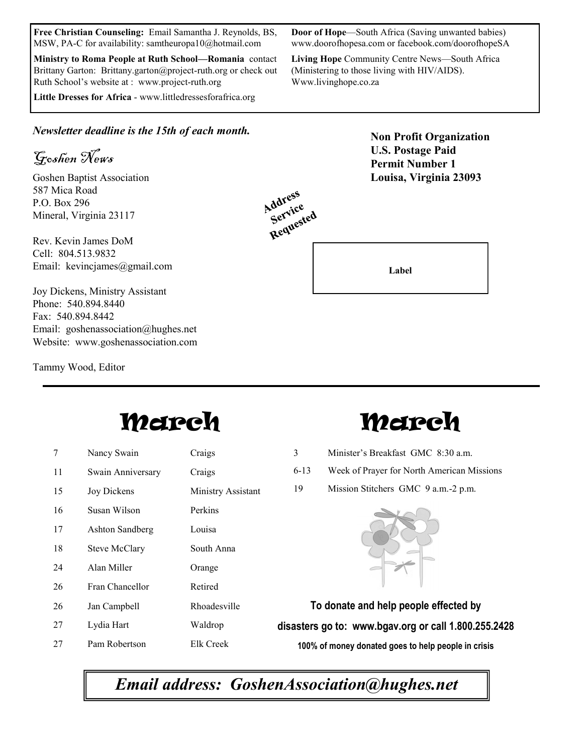**Free Christian Counseling:** Email Samantha J. Reynolds, BS, MSW, PA-C for availability: samtheuropa10@hotmail.com

**Ministry to Roma People at Ruth School—Romania** contact Brittany Garton: Brittany.garton@project-ruth.org or check out Ruth School's website at : www.project-ruth.org

**Little Dresses for Africa** - www.littledressesforafrica.org

**Door of Hope**—South Africa (Saving unwanted babies) www.doorofhopesa.com or facebook.com/doorofhopeSA

**Living Hope** Community Centre News—South Africa (Ministering to those living with HIV/AIDS). Www.livinghope.co.za

***Newsletter deadline is the 15th of each month.***

## Goshen News

Goshen Baptist Association
587 Mica Road
P.O. Box 296
Mineral, Virginia 23117

Rev. Kevin James DoM
Cell: 804.513.9832
Email: kevincjames@gmail.com

Joy Dickens, Ministry Assistant
Phone: 540.894.8440
Fax: 540.894.8442
Email: goshenassociation@hughes.net
Website: www.goshenassociation.com

Tammy Wood, Editor

**Address Service Requested**

**Non Profit Organization**
**U.S. Postage Paid**
**Permit Number 1**
**Louisa, Virginia 23093**

**Label**

## March

| | | |
|---|---|---|
| 7 | Nancy Swain | Craigs |
| 11 | Swain Anniversary | Craigs |
| 15 | Joy Dickens | Ministry Assistant |
| 16 | Susan Wilson | Perkins |
| 17 | Ashton Sandberg | Louisa |
| 18 | Steve McClary | South Anna |
| 24 | Alan Miller | Orange |
| 26 | Fran Chancellor | Retired |
| 26 | Jan Campbell | Rhoadesville |
| 27 | Lydia Hart | Waldrop |
| 27 | Pam Robertson | Elk Creek |

## March

| | |
|---|---|
| 3 | Minister's Breakfast GMC 8:30 a.m. |
| 6-13 | Week of Prayer for North American Missions |
| 19 | Mission Stitchers GMC 9 a.m.-2 p.m. |

**To donate and help people effected by disasters go to: www.bgav.org or call 1.800.255.2428**

**100% of money donated goes to help people in crisis**

***Email address: GoshenAssociation@hughes.net***